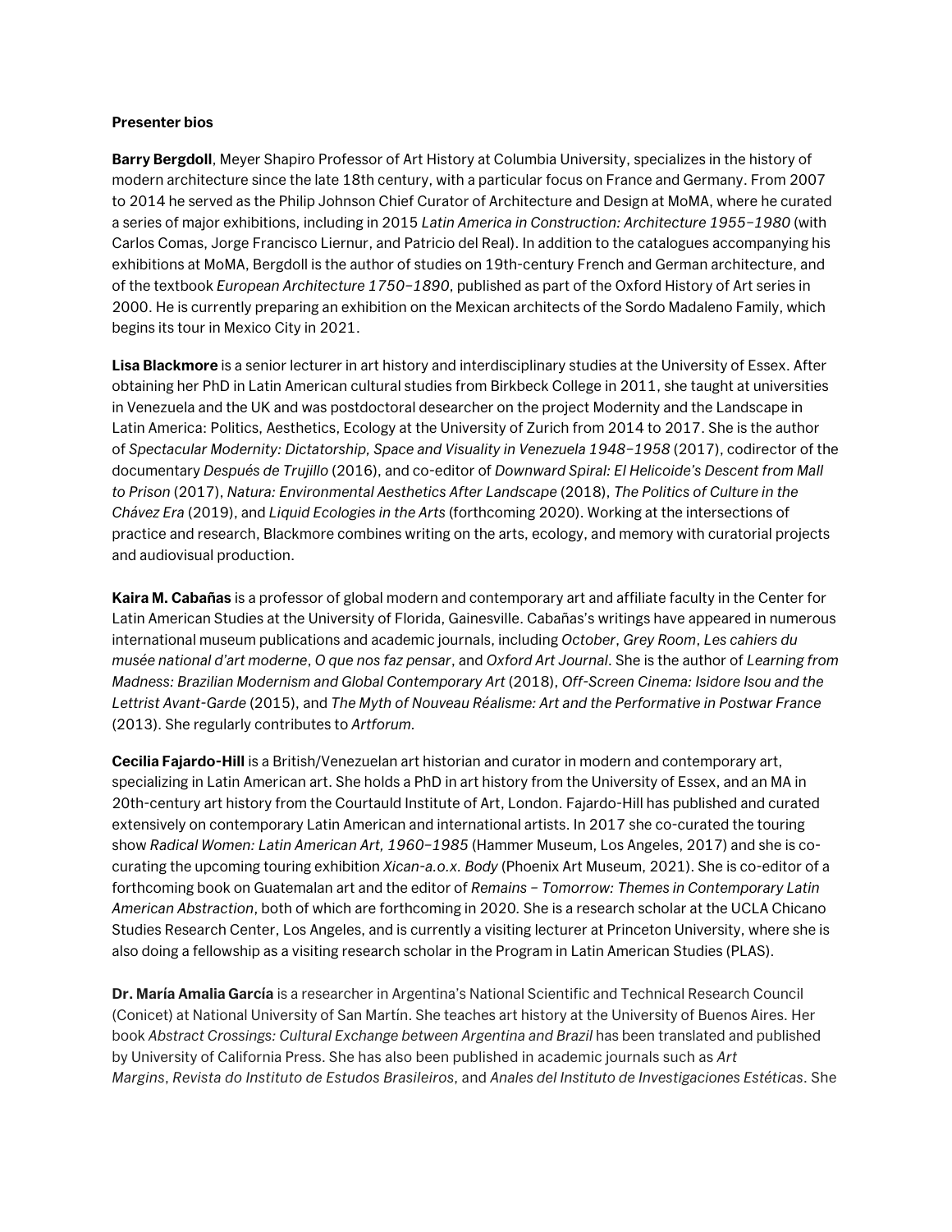**Presenter bios**

**Barry Bergdoll**, Meyer Shapiro Professor of Art History at Columbia University, specializes in the history of modern architecture since the late 18th century, with a particular focus on France and Germany. From 2007 to 2014 he served as the Philip Johnson Chief Curator of Architecture and Design at MoMA, where he curated a series of major exhibitions, including in 2015 *Latin America in Construction: Architecture 1955–1980* (with Carlos Comas, Jorge Francisco Liernur, and Patricio del Real). In addition to the catalogues accompanying his exhibitions at MoMA, Bergdoll is the author of studies on 19th-century French and German architecture, and of the textbook *European Architecture 1750–1890*, published as part of the Oxford History of Art series in 2000. He is currently preparing an exhibition on the Mexican architects of the Sordo Madaleno Family, which begins its tour in Mexico City in 2021.

**Lisa Blackmore** is a senior lecturer in art history and interdisciplinary studies at the University of Essex. After obtaining her PhD in Latin American cultural studies from Birkbeck College in 2011, she taught at universities in Venezuela and the UK and was postdoctoral desearcher on the project Modernity and the Landscape in Latin America: Politics, Aesthetics, Ecology at the University of Zurich from 2014 to 2017. She is the author of *Spectacular Modernity: Dictatorship, Space and Visuality in Venezuela 1948–1958* (2017), codirector of the documentary *Después de Trujillo* (2016), and co-editor of *Downward Spiral: El Helicoide's Descent from Mall to Prison* (2017), *Natura: Environmental Aesthetics After Landscape* (2018), *The Politics of Culture in the Chávez Era* (2019), and *Liquid Ecologies in the Arts* (forthcoming 2020). Working at the intersections of practice and research, Blackmore combines writing on the arts, ecology, and memory with curatorial projects and audiovisual production.

**Kaira M. Cabañas** is a professor of global modern and contemporary art and affiliate faculty in the Center for Latin American Studies at the University of Florida, Gainesville. Cabañas's writings have appeared in numerous international museum publications and academic journals, including *October*, *Grey Room*, *Les cahiers du musée national d'art moderne*, *O que nos faz pensar*, and *Oxford Art Journal*. She is the author of *Learning from Madness: Brazilian Modernism and Global Contemporary Art* (2018), *Off-Screen Cinema: Isidore Isou and the Lettrist Avant-Garde* (2015), and *The Myth of Nouveau Réalisme: Art and the Performative in Postwar France* (2013). She regularly contributes to *Artforum.*

**Cecilia Fajardo-Hill** is a British/Venezuelan art historian and curator in modern and contemporary art, specializing in Latin American art. She holds a PhD in art history from the University of Essex, and an MA in 20th-century art history from the Courtauld Institute of Art, London. Fajardo-Hill has published and curated extensively on contemporary Latin American and international artists. In 2017 she co-curated the touring show *Radical Women: Latin American Art, 1960–1985* (Hammer Museum, Los Angeles, 2017) and she is co-curating the upcoming touring exhibition *Xican-a.o.x. Body* (Phoenix Art Museum, 2021). She is co-editor of a forthcoming book on Guatemalan art and the editor of *Remains – Tomorrow: Themes in Contemporary Latin American Abstraction*, both of which are forthcoming in 2020. She is a research scholar at the UCLA Chicano Studies Research Center, Los Angeles, and is currently a visiting lecturer at Princeton University, where she is also doing a fellowship as a visiting research scholar in the Program in Latin American Studies (PLAS).

**Dr. María Amalia García** is a researcher in Argentina's National Scientific and Technical Research Council (Conicet) at National University of San Martín. She teaches art history at the University of Buenos Aires. Her book *Abstract Crossings: Cultural Exchange between Argentina and Brazil* has been translated and published by University of California Press. She has also been published in academic journals such as *Art Margins*, *Revista do Instituto de Estudos Brasileiros*, and *Anales del Instituto de Investigaciones Estéticas*. She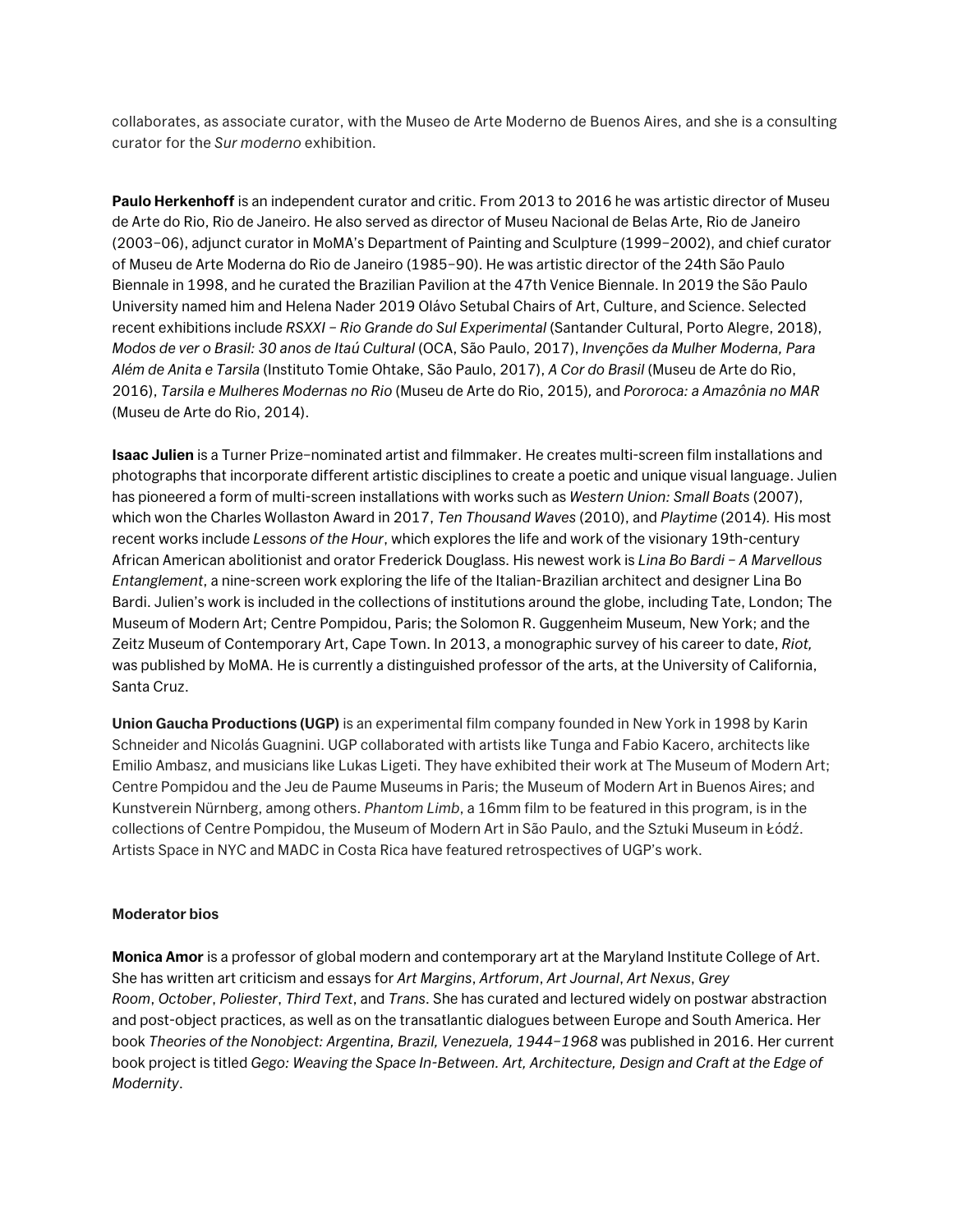collaborates, as associate curator, with the Museo de Arte Moderno de Buenos Aires, and she is a consulting curator for the *Sur moderno* exhibition.

**Paulo Herkenhoff** is an independent curator and critic. From 2013 to 2016 he was artistic director of Museu de Arte do Rio, Rio de Janeiro. He also served as director of Museu Nacional de Belas Arte, Rio de Janeiro (2003–06), adjunct curator in MoMA's Department of Painting and Sculpture (1999–2002), and chief curator of Museu de Arte Moderna do Rio de Janeiro (1985–90). He was artistic director of the 24th São Paulo Biennale in 1998, and he curated the Brazilian Pavilion at the 47th Venice Biennale. In 2019 the São Paulo University named him and Helena Nader 2019 Olávo Setubal Chairs of Art, Culture, and Science. Selected recent exhibitions include *RSXXI – Rio Grande do Sul Experimental* (Santander Cultural, Porto Alegre, 2018), *Modos de ver o Brasil: 30 anos de Itaú Cultural* (OCA, São Paulo, 2017), *Invenções da Mulher Moderna, Para Além de Anita e Tarsila* (Instituto Tomie Ohtake, São Paulo, 2017), *A Cor do Brasil* (Museu de Arte do Rio, 2016), *Tarsila e Mulheres Modernas no Rio* (Museu de Arte do Rio, 2015), and *Pororoca: a Amazônia no MAR* (Museu de Arte do Rio, 2014).

**Isaac Julien** is a Turner Prize–nominated artist and filmmaker. He creates multi-screen film installations and photographs that incorporate different artistic disciplines to create a poetic and unique visual language. Julien has pioneered a form of multi-screen installations with works such as *Western Union: Small Boats* (2007), which won the Charles Wollaston Award in 2017, *Ten Thousand Waves* (2010), and *Playtime* (2014). His most recent works include *Lessons of the Hour*, which explores the life and work of the visionary 19th-century African American abolitionist and orator Frederick Douglass. His newest work is *Lina Bo Bardi – A Marvellous Entanglement*, a nine-screen work exploring the life of the Italian-Brazilian architect and designer Lina Bo Bardi. Julien's work is included in the collections of institutions around the globe, including Tate, London; The Museum of Modern Art; Centre Pompidou, Paris; the Solomon R. Guggenheim Museum, New York; and the Zeitz Museum of Contemporary Art, Cape Town. In 2013, a monographic survey of his career to date, *Riot,* was published by MoMA. He is currently a distinguished professor of the arts, at the University of California, Santa Cruz.

**Union Gaucha Productions (UGP)** is an experimental film company founded in New York in 1998 by Karin Schneider and Nicolás Guagnini. UGP collaborated with artists like Tunga and Fabio Kacero, architects like Emilio Ambasz, and musicians like Lukas Ligeti. They have exhibited their work at The Museum of Modern Art; Centre Pompidou and the Jeu de Paume Museums in Paris; the Museum of Modern Art in Buenos Aires; and Kunstverein Nürnberg, among others. *Phantom Limb*, a 16mm film to be featured in this program, is in the collections of Centre Pompidou, the Museum of Modern Art in São Paulo, and the Sztuki Museum in Łódź. Artists Space in NYC and MADC in Costa Rica have featured retrospectives of UGP's work.

**Moderator bios**

**Monica Amor** is a professor of global modern and contemporary art at the Maryland Institute College of Art. She has written art criticism and essays for *Art Margins*, *Artforum*, *Art Journal*, *Art Nexus*, *Grey Room*, *October*, *Poliester*, *Third Text*, and *Trans*. She has curated and lectured widely on postwar abstraction and post-object practices, as well as on the transatlantic dialogues between Europe and South America. Her book *Theories of the Nonobject: Argentina, Brazil, Venezuela, 1944–1968* was published in 2016. Her current book project is titled *Gego: Weaving the Space In-Between. Art, Architecture, Design and Craft at the Edge of Modernity*.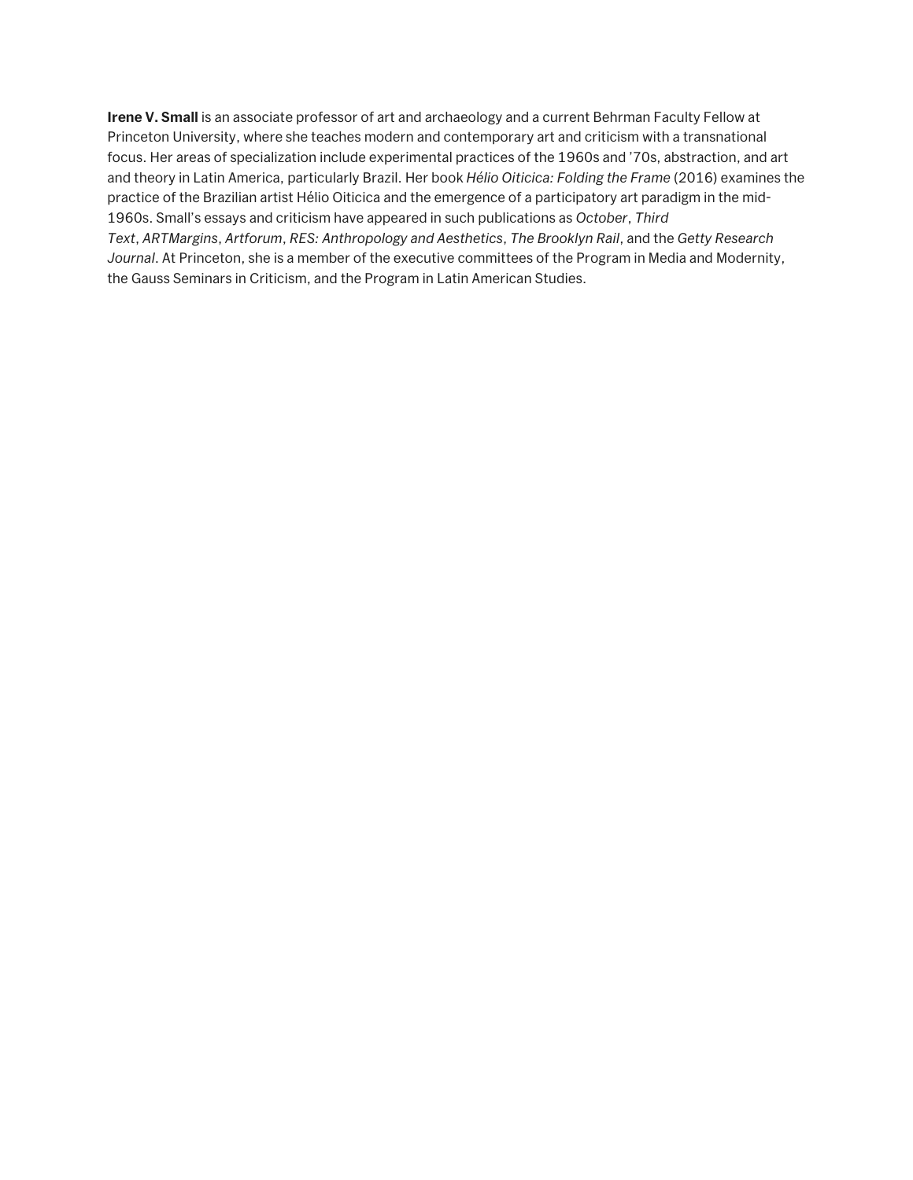**Irene V. Small** is an associate professor of art and archaeology and a current Behrman Faculty Fellow at Princeton University, where she teaches modern and contemporary art and criticism with a transnational focus. Her areas of specialization include experimental practices of the 1960s and '70s, abstraction, and art and theory in Latin America, particularly Brazil. Her book *Hélio Oiticica: Folding the Frame* (2016) examines the practice of the Brazilian artist Hélio Oiticica and the emergence of a participatory art paradigm in the mid-1960s. Small's essays and criticism have appeared in such publications as *October*, *Third Text*, *ARTMargins*, *Artforum*, *RES: Anthropology and Aesthetics*, *The Brooklyn Rail*, and the *Getty Research Journal*. At Princeton, she is a member of the executive committees of the Program in Media and Modernity, the Gauss Seminars in Criticism, and the Program in Latin American Studies.